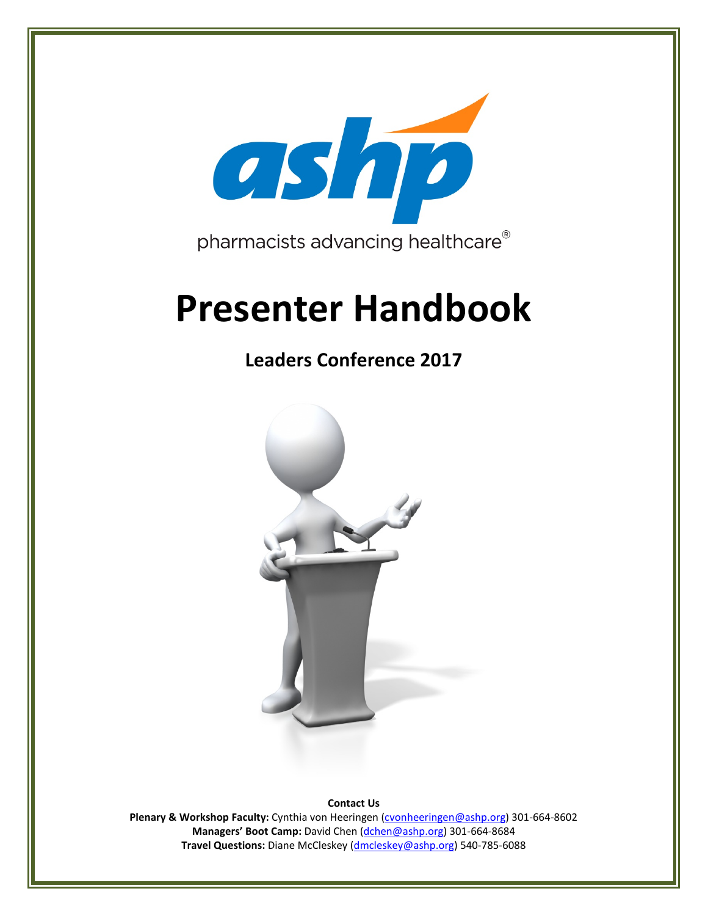ashp

pharmacists advancing healthcare®

# Presenter Handbook

## Leaders Conference 2017

**Contact Us**

**Plenary & Workshop Faculty:** Cynthia von Heeringen (cvonheeringen@ashp.org) 301-664-8602
**Managers' Boot Camp:** David Chen (dchen@ashp.org) 301-664-8684
**Travel Questions:** Diane McCleskey (dmcleskey@ashp.org) 540-785-6088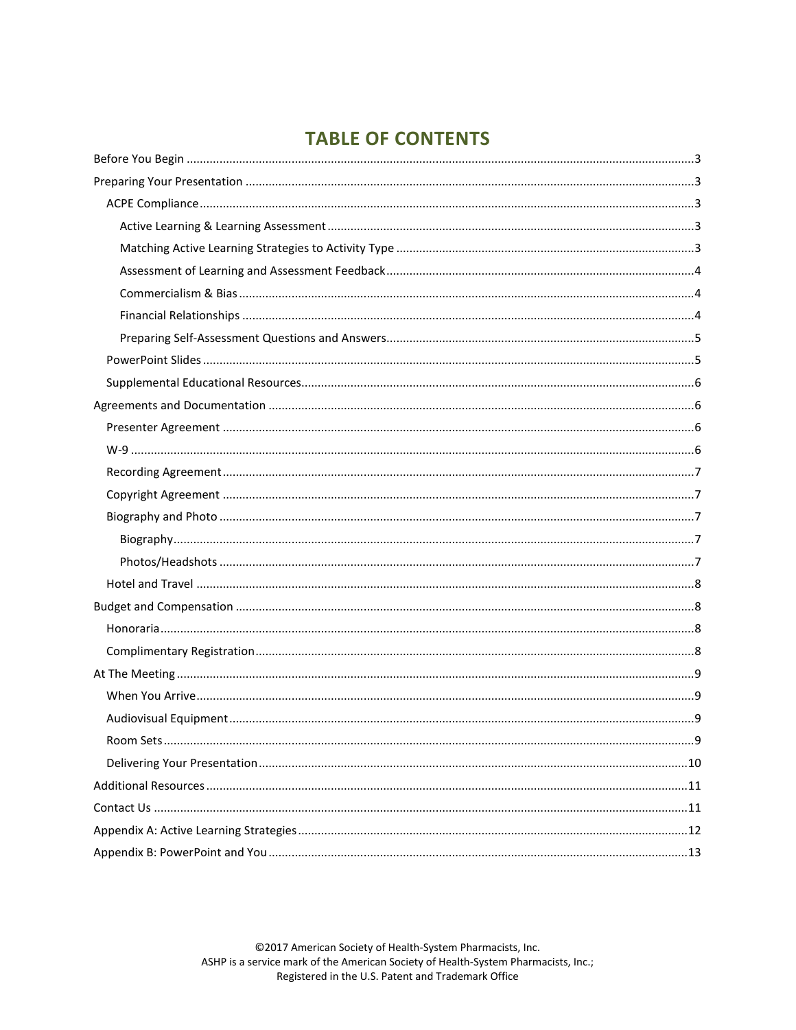# TABLE OF CONTENTS

- Before You Begin ..... 3
- Preparing Your Presentation ..... 3
  - ACPE Compliance ..... 3
    - Active Learning & Learning Assessment ..... 3
    - Matching Active Learning Strategies to Activity Type ..... 3
    - Assessment of Learning and Assessment Feedback ..... 4
    - Commercialism & Bias ..... 4
    - Financial Relationships ..... 4
    - Preparing Self-Assessment Questions and Answers ..... 5
  - PowerPoint Slides ..... 5
  - Supplemental Educational Resources ..... 6
- Agreements and Documentation ..... 6
  - Presenter Agreement ..... 6
  - W-9 ..... 6
  - Recording Agreement ..... 7
  - Copyright Agreement ..... 7
  - Biography and Photo ..... 7
    - Biography ..... 7
    - Photos/Headshots ..... 7
  - Hotel and Travel ..... 8
- Budget and Compensation ..... 8
  - Honoraria ..... 8
  - Complimentary Registration ..... 8
- At The Meeting ..... 9
  - When You Arrive ..... 9
  - Audiovisual Equipment ..... 9
  - Room Sets ..... 9
  - Delivering Your Presentation ..... 10
- Additional Resources ..... 11
- Contact Us ..... 11
- Appendix A: Active Learning Strategies ..... 12
- Appendix B: PowerPoint and You ..... 13

©2017 American Society of Health-System Pharmacists, Inc.
ASHP is a service mark of the American Society of Health-System Pharmacists, Inc.;
Registered in the U.S. Patent and Trademark Office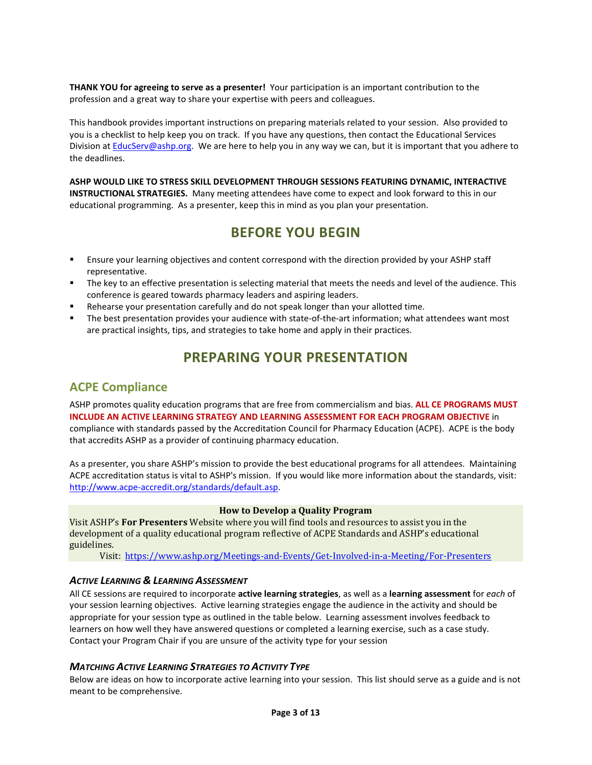**THANK YOU for agreeing to serve as a presenter!** Your participation is an important contribution to the profession and a great way to share your expertise with peers and colleagues.

This handbook provides important instructions on preparing materials related to your session. Also provided to you is a checklist to help keep you on track. If you have any questions, then contact the Educational Services Division at [EducServ@ashp.org](mailto:EducServ@ashp.org). We are here to help you in any way we can, but it is important that you adhere to the deadlines.

**ASHP WOULD LIKE TO STRESS SKILL DEVELOPMENT THROUGH SESSIONS FEATURING DYNAMIC, INTERACTIVE INSTRUCTIONAL STRATEGIES.** Many meeting attendees have come to expect and look forward to this in our educational programming. As a presenter, keep this in mind as you plan your presentation.

# BEFORE YOU BEGIN

- Ensure your learning objectives and content correspond with the direction provided by your ASHP staff representative.
- The key to an effective presentation is selecting material that meets the needs and level of the audience. This conference is geared towards pharmacy leaders and aspiring leaders.
- Rehearse your presentation carefully and do not speak longer than your allotted time.
- The best presentation provides your audience with state-of-the-art information; what attendees want most are practical insights, tips, and strategies to take home and apply in their practices.

# PREPARING YOUR PRESENTATION

## ACPE Compliance

ASHP promotes quality education programs that are free from commercialism and bias. **ALL CE PROGRAMS MUST INCLUDE AN ACTIVE LEARNING STRATEGY AND LEARNING ASSESSMENT FOR EACH PROGRAM OBJECTIVE** in compliance with standards passed by the Accreditation Council for Pharmacy Education (ACPE). ACPE is the body that accredits ASHP as a provider of continuing pharmacy education.

As a presenter, you share ASHP's mission to provide the best educational programs for all attendees. Maintaining ACPE accreditation status is vital to ASHP's mission. If you would like more information about the standards, visit: [http://www.acpe-accredit.org/standards/default.asp](http://www.acpe-accredit.org/standards/default.asp).

**How to Develop a Quality Program**

Visit ASHP's **For Presenters** Website where you will find tools and resources to assist you in the development of a quality educational program reflective of ACPE Standards and ASHP's educational guidelines.

Visit: [https://www.ashp.org/Meetings-and-Events/Get-Involved-in-a-Meeting/For-Presenters](https://www.ashp.org/Meetings-and-Events/Get-Involved-in-a-Meeting/For-Presenters)

### *Active Learning & Learning Assessment*

All CE sessions are required to incorporate **active learning strategies**, as well as a **learning assessment** for *each* of your session learning objectives. Active learning strategies engage the audience in the activity and should be appropriate for your session type as outlined in the table below. Learning assessment involves feedback to learners on how well they have answered questions or completed a learning exercise, such as a case study. Contact your Program Chair if you are unsure of the activity type for your session

### *Matching Active Learning Strategies to Activity Type*

Below are ideas on how to incorporate active learning into your session. This list should serve as a guide and is not meant to be comprehensive.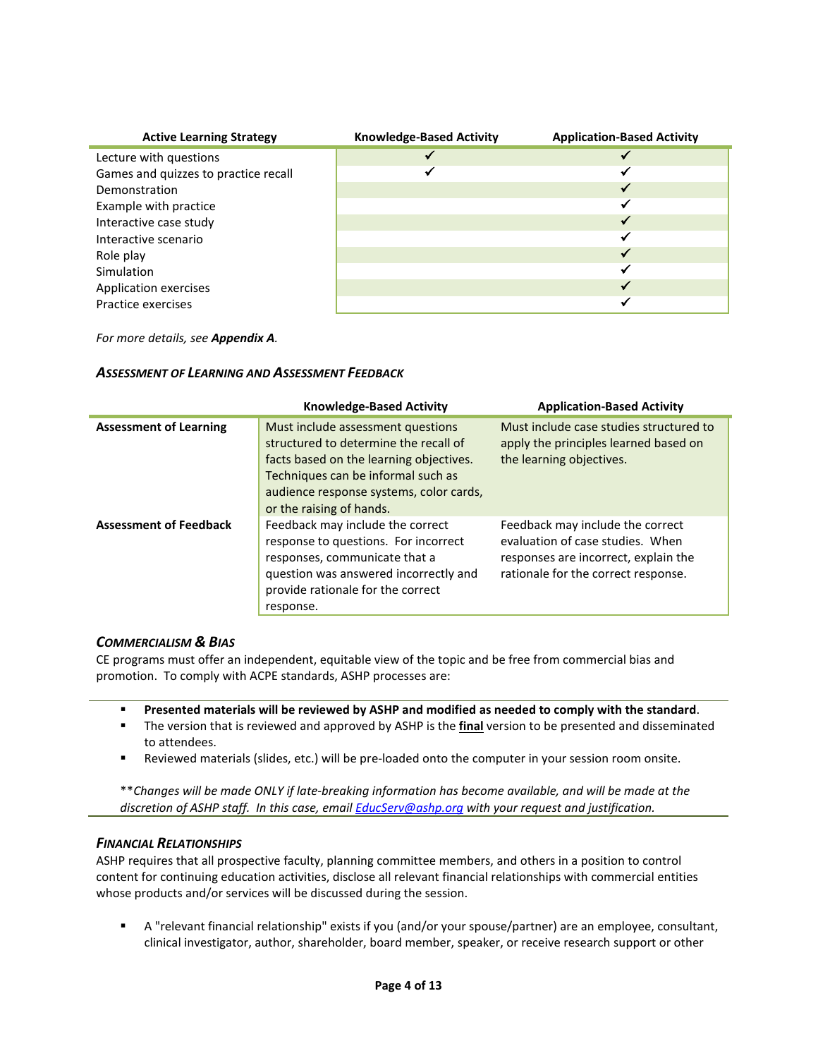| Active Learning Strategy | Knowledge-Based Activity | Application-Based Activity |
|---|---|---|
| Lecture with questions | ✓ | ✓ |
| Games and quizzes to practice recall | ✓ | ✓ |
| Demonstration | | ✓ |
| Example with practice | | ✓ |
| Interactive case study | | ✓ |
| Interactive scenario | | ✓ |
| Role play | | ✓ |
| Simulation | | ✓ |
| Application exercises | | ✓ |
| Practice exercises | | ✓ |

*For more details, see **Appendix A**.*

### *Assessment of Learning and Assessment Feedback*

| | Knowledge-Based Activity | Application-Based Activity |
|---|---|---|
| **Assessment of Learning** | Must include assessment questions structured to determine the recall of facts based on the learning objectives. Techniques can be informal such as audience response systems, color cards, or the raising of hands. | Must include case studies structured to apply the principles learned based on the learning objectives. |
| **Assessment of Feedback** | Feedback may include the correct response to questions. For incorrect responses, communicate that a question was answered incorrectly and provide rationale for the correct response. | Feedback may include the correct evaluation of case studies. When responses are incorrect, explain the rationale for the correct response. |

### *Commercialism & Bias*

CE programs must offer an independent, equitable view of the topic and be free from commercial bias and promotion. To comply with ACPE standards, ASHP processes are:

- **Presented materials will be reviewed by ASHP and modified as needed to comply with the standard**.
- The version that is reviewed and approved by ASHP is the **final** version to be presented and disseminated to attendees.
- Reviewed materials (slides, etc.) will be pre-loaded onto the computer in your session room onsite.

\*\**Changes will be made ONLY if late-breaking information has become available, and will be made at the discretion of ASHP staff. In this case, email EducServ@ashp.org with your request and justification.*

### *Financial Relationships*

ASHP requires that all prospective faculty, planning committee members, and others in a position to control content for continuing education activities, disclose all relevant financial relationships with commercial entities whose products and/or services will be discussed during the session.

- A "relevant financial relationship" exists if you (and/or your spouse/partner) are an employee, consultant, clinical investigator, author, shareholder, board member, speaker, or receive research support or other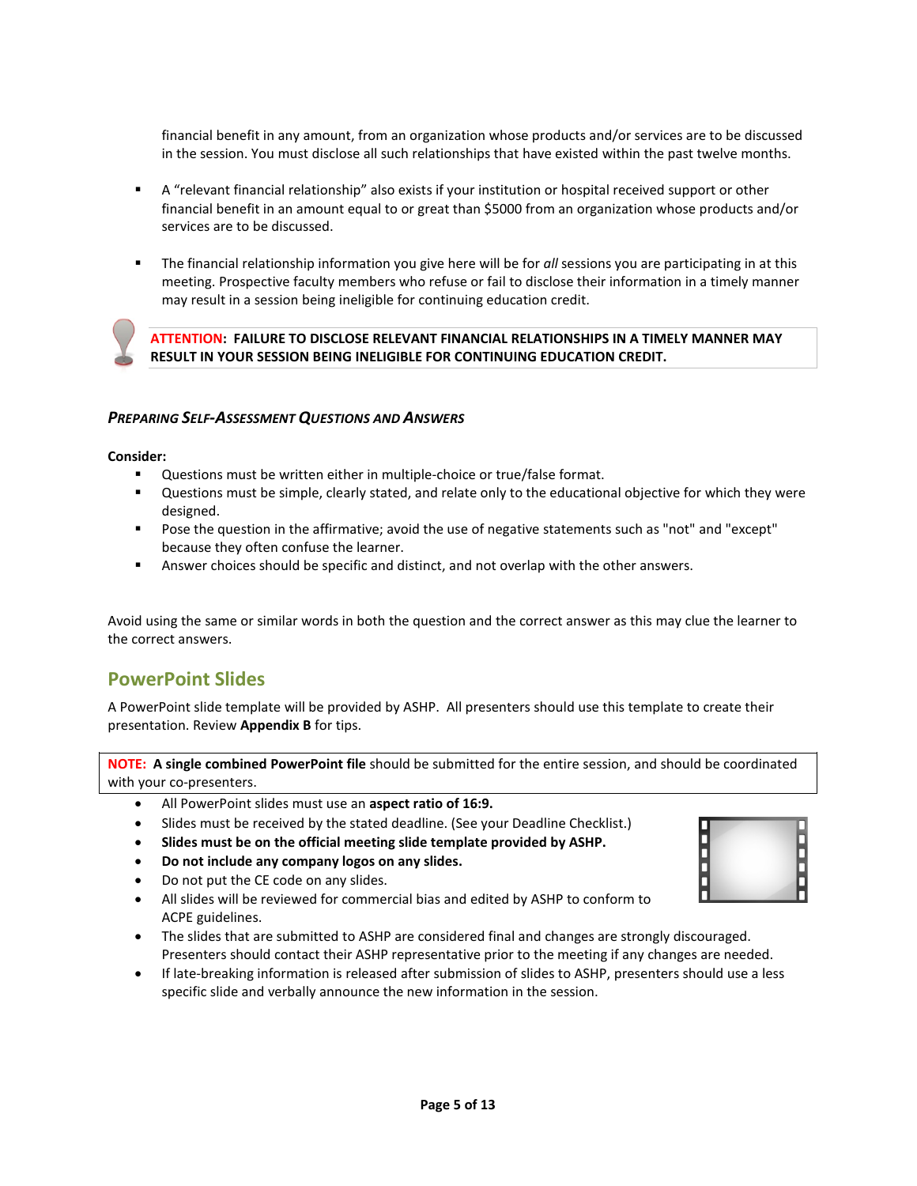financial benefit in any amount, from an organization whose products and/or services are to be discussed in the session. You must disclose all such relationships that have existed within the past twelve months.

- A "relevant financial relationship" also exists if your institution or hospital received support or other financial benefit in an amount equal to or great than $5000 from an organization whose products and/or services are to be discussed.
- The financial relationship information you give here will be for *all* sessions you are participating in at this meeting. Prospective faculty members who refuse or fail to disclose their information in a timely manner may result in a session being ineligible for continuing education credit.

**ATTENTION: FAILURE TO DISCLOSE RELEVANT FINANCIAL RELATIONSHIPS IN A TIMELY MANNER MAY RESULT IN YOUR SESSION BEING INELIGIBLE FOR CONTINUING EDUCATION CREDIT.**

### *Preparing Self-Assessment Questions and Answers*

**Consider:**

- Questions must be written either in multiple-choice or true/false format.
- Questions must be simple, clearly stated, and relate only to the educational objective for which they were designed.
- Pose the question in the affirmative; avoid the use of negative statements such as "not" and "except" because they often confuse the learner.
- Answer choices should be specific and distinct, and not overlap with the other answers.

Avoid using the same or similar words in both the question and the correct answer as this may clue the learner to the correct answers.

## PowerPoint Slides

A PowerPoint slide template will be provided by ASHP. All presenters should use this template to create their presentation. Review **Appendix B** for tips.

**NOTE: A single combined PowerPoint file** should be submitted for the entire session, and should be coordinated with your co-presenters.

- All PowerPoint slides must use an **aspect ratio of 16:9.**
- Slides must be received by the stated deadline. (See your Deadline Checklist.)
- **Slides must be on the official meeting slide template provided by ASHP.**
- **Do not include any company logos on any slides.**
- Do not put the CE code on any slides.
- All slides will be reviewed for commercial bias and edited by ASHP to conform to ACPE guidelines.
- The slides that are submitted to ASHP are considered final and changes are strongly discouraged. Presenters should contact their ASHP representative prior to the meeting if any changes are needed.
- If late-breaking information is released after submission of slides to ASHP, presenters should use a less specific slide and verbally announce the new information in the session.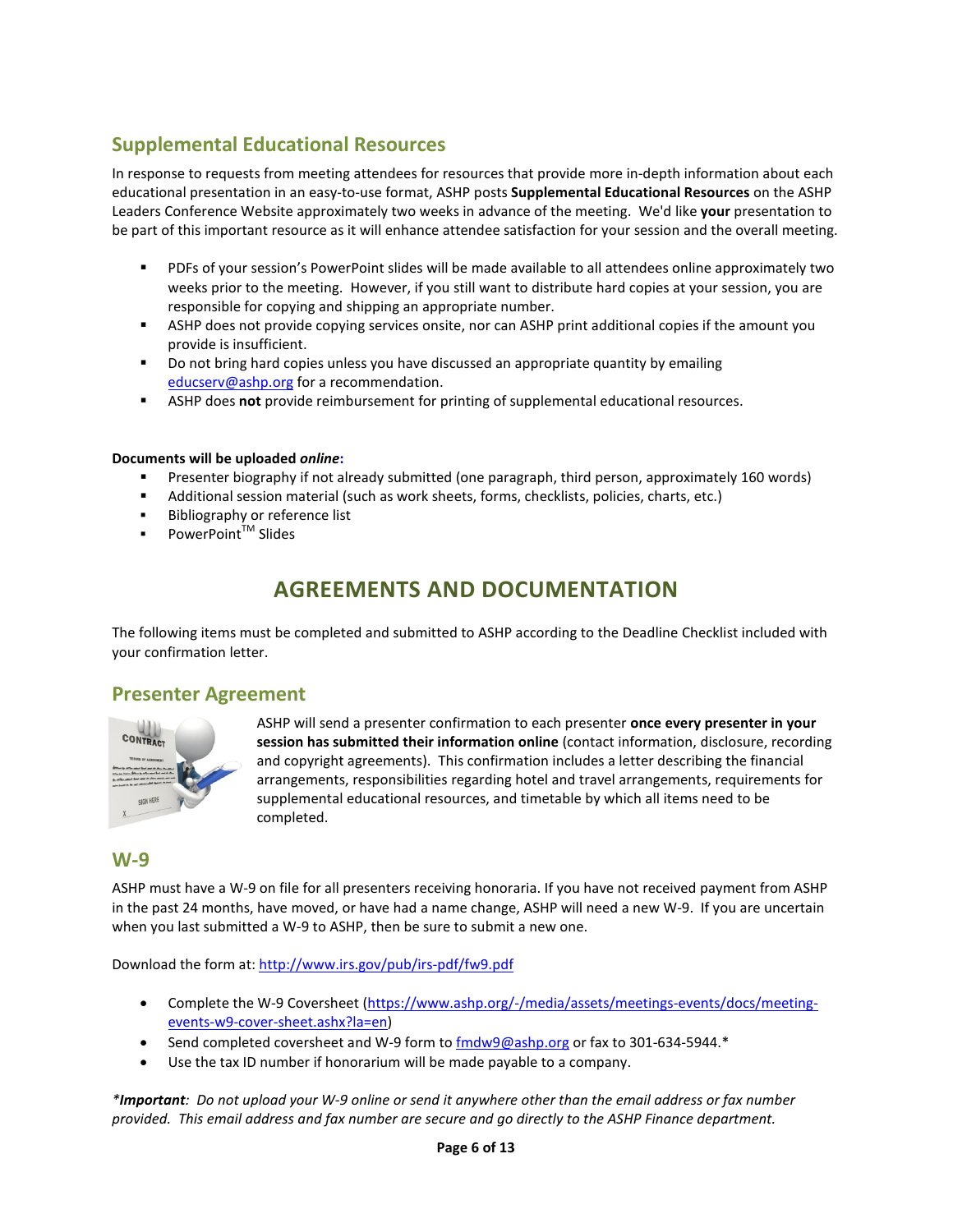## Supplemental Educational Resources

In response to requests from meeting attendees for resources that provide more in-depth information about each educational presentation in an easy-to-use format, ASHP posts **Supplemental Educational Resources** on the ASHP Leaders Conference Website approximately two weeks in advance of the meeting. We'd like **your** presentation to be part of this important resource as it will enhance attendee satisfaction for your session and the overall meeting.

- PDFs of your session's PowerPoint slides will be made available to all attendees online approximately two weeks prior to the meeting. However, if you still want to distribute hard copies at your session, you are responsible for copying and shipping an appropriate number.
- ASHP does not provide copying services onsite, nor can ASHP print additional copies if the amount you provide is insufficient.
- Do not bring hard copies unless you have discussed an appropriate quantity by emailing educserv@ashp.org for a recommendation.
- ASHP does **not** provide reimbursement for printing of supplemental educational resources.

**Documents will be uploaded *online*:**

- Presenter biography if not already submitted (one paragraph, third person, approximately 160 words)
- Additional session material (such as work sheets, forms, checklists, policies, charts, etc.)
- Bibliography or reference list
- PowerPoint™ Slides

# AGREEMENTS AND DOCUMENTATION

The following items must be completed and submitted to ASHP according to the Deadline Checklist included with your confirmation letter.

## Presenter Agreement

ASHP will send a presenter confirmation to each presenter **once every presenter in your session has submitted their information online** (contact information, disclosure, recording and copyright agreements). This confirmation includes a letter describing the financial arrangements, responsibilities regarding hotel and travel arrangements, requirements for supplemental educational resources, and timetable by which all items need to be completed.

## W-9

ASHP must have a W-9 on file for all presenters receiving honoraria. If you have not received payment from ASHP in the past 24 months, have moved, or have had a name change, ASHP will need a new W-9. If you are uncertain when you last submitted a W-9 to ASHP, then be sure to submit a new one.

Download the form at: http://www.irs.gov/pub/irs-pdf/fw9.pdf

- Complete the W-9 Coversheet (https://www.ashp.org/-/media/assets/meetings-events/docs/meeting-events-w9-cover-sheet.ashx?la=en)
- Send completed coversheet and W-9 form to fmdw9@ashp.org or fax to 301-634-5944.*
- Use the tax ID number if honorarium will be made payable to a company.

*\*Important: Do not upload your W-9 online or send it anywhere other than the email address or fax number provided. This email address and fax number are secure and go directly to the ASHP Finance department.*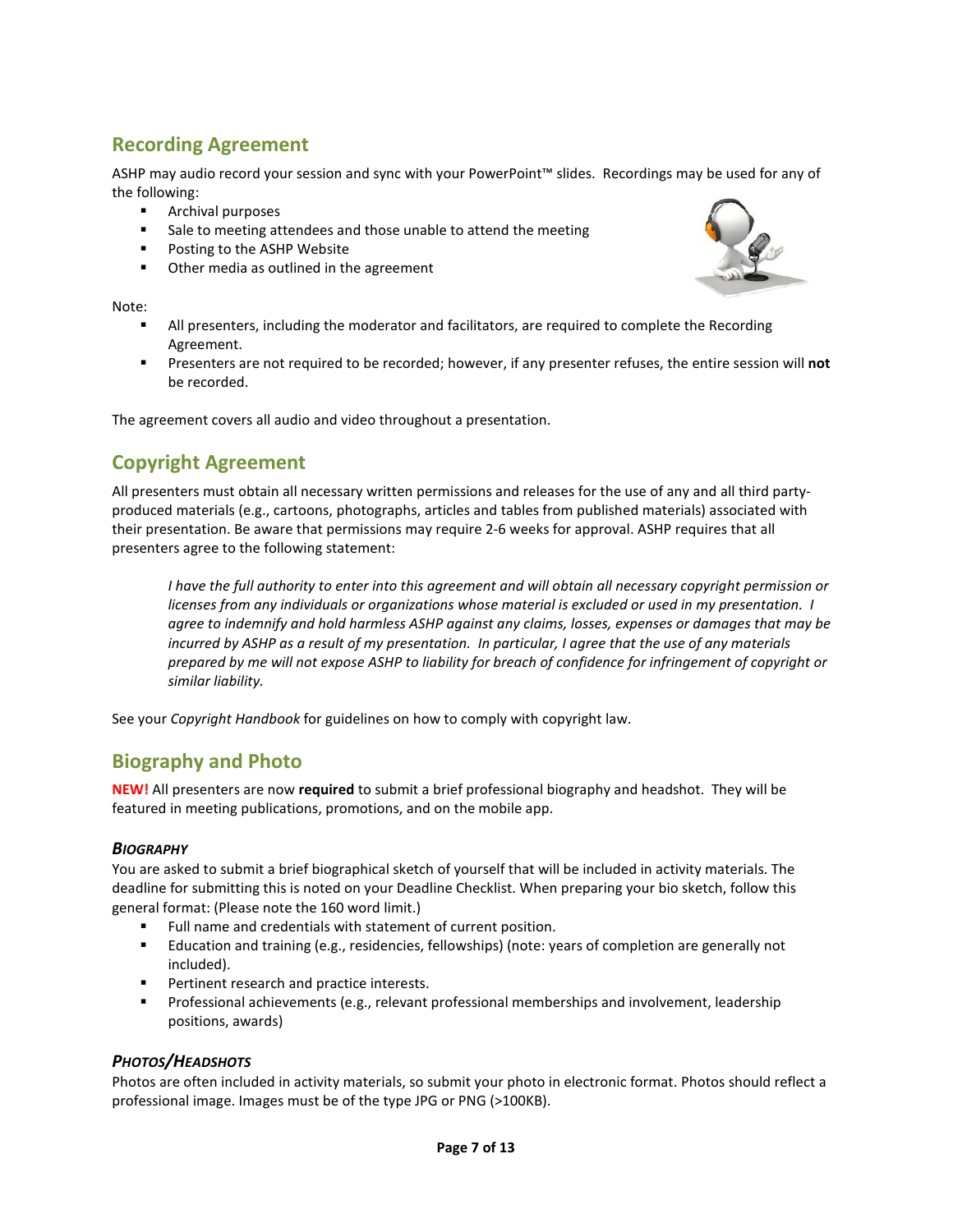## Recording Agreement

ASHP may audio record your session and sync with your PowerPoint™ slides. Recordings may be used for any of the following:

- Archival purposes
- Sale to meeting attendees and those unable to attend the meeting
- Posting to the ASHP Website
- Other media as outlined in the agreement

Note:

- All presenters, including the moderator and facilitators, are required to complete the Recording Agreement.
- Presenters are not required to be recorded; however, if any presenter refuses, the entire session will **not** be recorded.

The agreement covers all audio and video throughout a presentation.

## Copyright Agreement

All presenters must obtain all necessary written permissions and releases for the use of any and all third party-produced materials (e.g., cartoons, photographs, articles and tables from published materials) associated with their presentation. Be aware that permissions may require 2-6 weeks for approval. ASHP requires that all presenters agree to the following statement:

> *I have the full authority to enter into this agreement and will obtain all necessary copyright permission or licenses from any individuals or organizations whose material is excluded or used in my presentation. I agree to indemnify and hold harmless ASHP against any claims, losses, expenses or damages that may be incurred by ASHP as a result of my presentation. In particular, I agree that the use of any materials prepared by me will not expose ASHP to liability for breach of confidence for infringement of copyright or similar liability.*

See your *Copyright Handbook* for guidelines on how to comply with copyright law.

## Biography and Photo

**NEW!** All presenters are now **required** to submit a brief professional biography and headshot. They will be featured in meeting publications, promotions, and on the mobile app.

### *Biography*

You are asked to submit a brief biographical sketch of yourself that will be included in activity materials. The deadline for submitting this is noted on your Deadline Checklist. When preparing your bio sketch, follow this general format: (Please note the 160 word limit.)

- Full name and credentials with statement of current position.
- Education and training (e.g., residencies, fellowships) (note: years of completion are generally not included).
- Pertinent research and practice interests.
- Professional achievements (e.g., relevant professional memberships and involvement, leadership positions, awards)

### *Photos/Headshots*

Photos are often included in activity materials, so submit your photo in electronic format. Photos should reflect a professional image. Images must be of the type JPG or PNG (>100KB).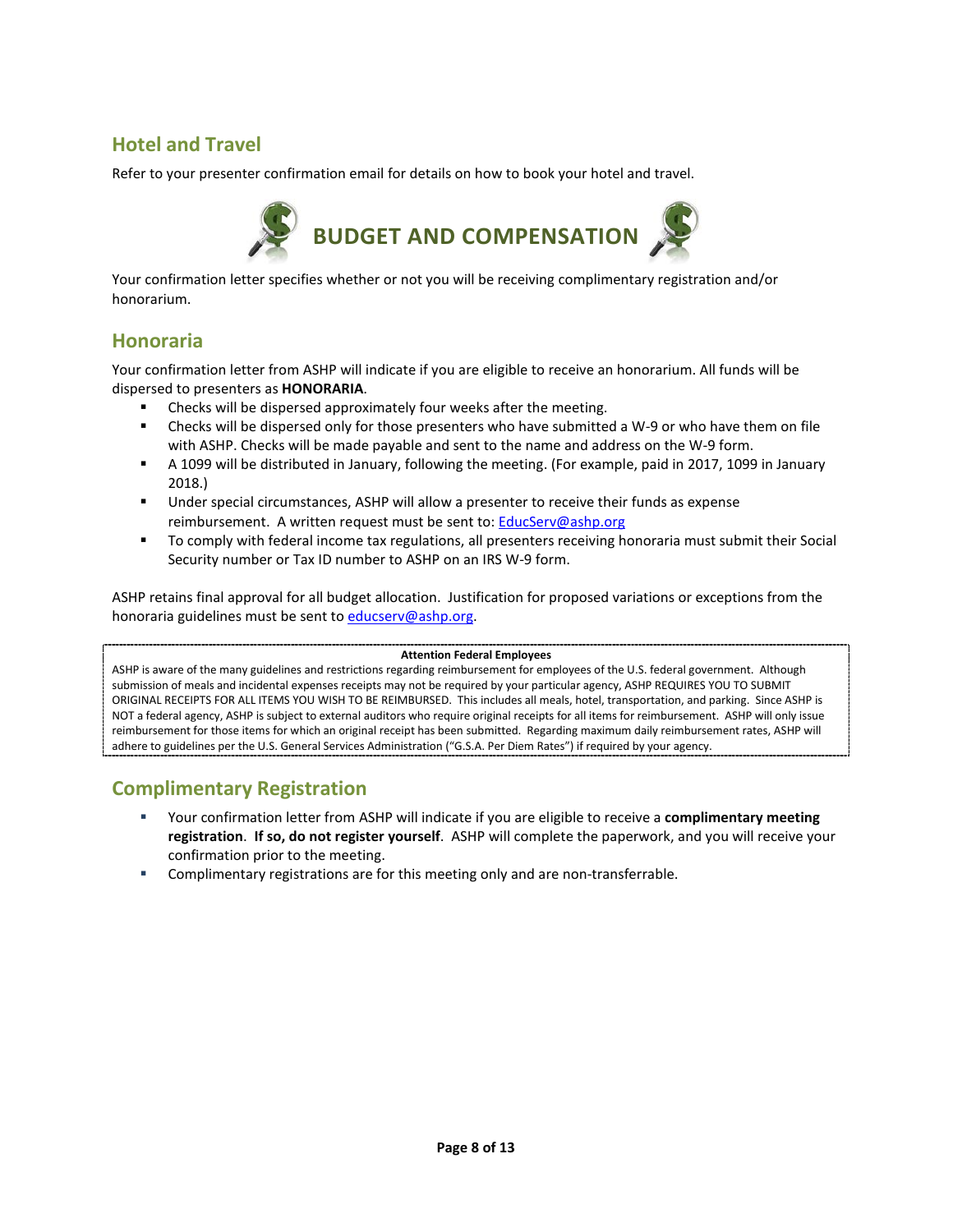## Hotel and Travel

Refer to your presenter confirmation email for details on how to book your hotel and travel.

# BUDGET AND COMPENSATION

Your confirmation letter specifies whether or not you will be receiving complimentary registration and/or honorarium.

## Honoraria

Your confirmation letter from ASHP will indicate if you are eligible to receive an honorarium. All funds will be dispersed to presenters as **HONORARIA**.

- Checks will be dispersed approximately four weeks after the meeting.
- Checks will be dispersed only for those presenters who have submitted a W-9 or who have them on file with ASHP. Checks will be made payable and sent to the name and address on the W-9 form.
- A 1099 will be distributed in January, following the meeting. (For example, paid in 2017, 1099 in January 2018.)
- Under special circumstances, ASHP will allow a presenter to receive their funds as expense reimbursement. A written request must be sent to: EducServ@ashp.org
- To comply with federal income tax regulations, all presenters receiving honoraria must submit their Social Security number or Tax ID number to ASHP on an IRS W-9 form.

ASHP retains final approval for all budget allocation. Justification for proposed variations or exceptions from the honoraria guidelines must be sent to educserv@ashp.org.

**Attention Federal Employees**

ASHP is aware of the many guidelines and restrictions regarding reimbursement for employees of the U.S. federal government. Although submission of meals and incidental expenses receipts may not be required by your particular agency, ASHP REQUIRES YOU TO SUBMIT ORIGINAL RECEIPTS FOR ALL ITEMS YOU WISH TO BE REIMBURSED. This includes all meals, hotel, transportation, and parking. Since ASHP is NOT a federal agency, ASHP is subject to external auditors who require original receipts for all items for reimbursement. ASHP will only issue reimbursement for those items for which an original receipt has been submitted. Regarding maximum daily reimbursement rates, ASHP will adhere to guidelines per the U.S. General Services Administration ("G.S.A. Per Diem Rates") if required by your agency.

## Complimentary Registration

- Your confirmation letter from ASHP will indicate if you are eligible to receive a **complimentary meeting registration**. **If so, do not register yourself**. ASHP will complete the paperwork, and you will receive your confirmation prior to the meeting.
- Complimentary registrations are for this meeting only and are non-transferrable.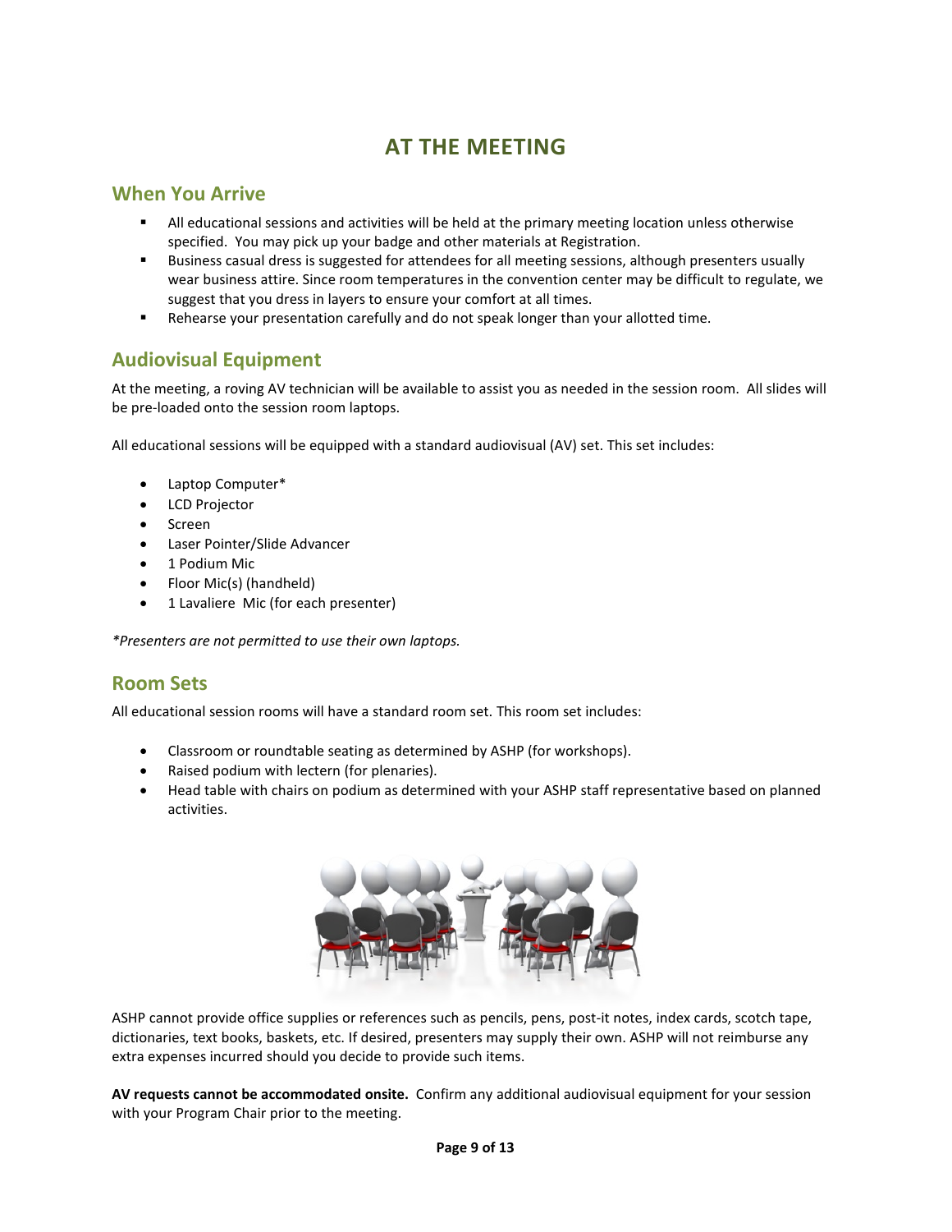# AT THE MEETING

## When You Arrive

- All educational sessions and activities will be held at the primary meeting location unless otherwise specified. You may pick up your badge and other materials at Registration.
- Business casual dress is suggested for attendees for all meeting sessions, although presenters usually wear business attire. Since room temperatures in the convention center may be difficult to regulate, we suggest that you dress in layers to ensure your comfort at all times.
- Rehearse your presentation carefully and do not speak longer than your allotted time.

## Audiovisual Equipment

At the meeting, a roving AV technician will be available to assist you as needed in the session room. All slides will be pre-loaded onto the session room laptops.

All educational sessions will be equipped with a standard audiovisual (AV) set. This set includes:

- Laptop Computer*
- LCD Projector
- Screen
- Laser Pointer/Slide Advancer
- 1 Podium Mic
- Floor Mic(s) (handheld)
- 1 Lavaliere Mic (for each presenter)

*\*Presenters are not permitted to use their own laptops.*

## Room Sets

All educational session rooms will have a standard room set. This room set includes:

- Classroom or roundtable seating as determined by ASHP (for workshops).
- Raised podium with lectern (for plenaries).
- Head table with chairs on podium as determined with your ASHP staff representative based on planned activities.

ASHP cannot provide office supplies or references such as pencils, pens, post-it notes, index cards, scotch tape, dictionaries, text books, baskets, etc. If desired, presenters may supply their own. ASHP will not reimburse any extra expenses incurred should you decide to provide such items.

**AV requests cannot be accommodated onsite.** Confirm any additional audiovisual equipment for your session with your Program Chair prior to the meeting.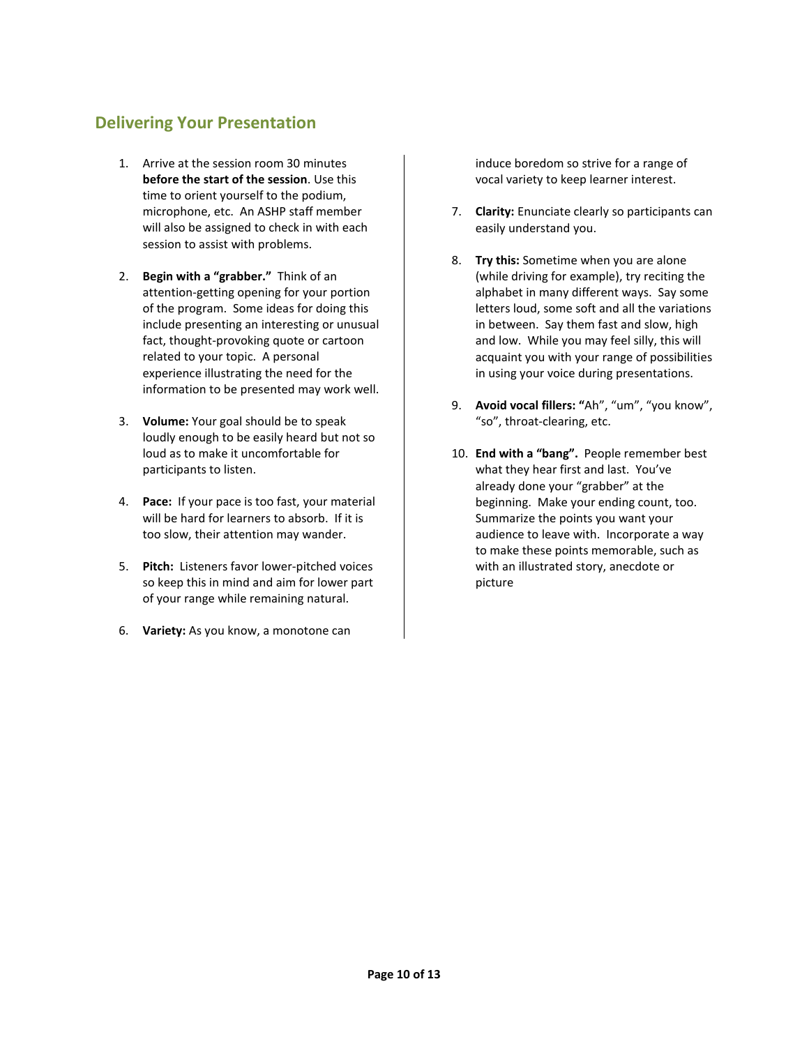## Delivering Your Presentation

1. Arrive at the session room 30 minutes **before the start of the session**. Use this time to orient yourself to the podium, microphone, etc. An ASHP staff member will also be assigned to check in with each session to assist with problems.

2. **Begin with a "grabber."** Think of an attention-getting opening for your portion of the program. Some ideas for doing this include presenting an interesting or unusual fact, thought-provoking quote or cartoon related to your topic. A personal experience illustrating the need for the information to be presented may work well.

3. **Volume:** Your goal should be to speak loudly enough to be easily heard but not so loud as to make it uncomfortable for participants to listen.

4. **Pace:** If your pace is too fast, your material will be hard for learners to absorb. If it is too slow, their attention may wander.

5. **Pitch:** Listeners favor lower-pitched voices so keep this in mind and aim for lower part of your range while remaining natural.

6. **Variety:** As you know, a monotone can induce boredom so strive for a range of vocal variety to keep learner interest.

7. **Clarity:** Enunciate clearly so participants can easily understand you.

8. **Try this:** Sometime when you are alone (while driving for example), try reciting the alphabet in many different ways. Say some letters loud, some soft and all the variations in between. Say them fast and slow, high and low. While you may feel silly, this will acquaint you with your range of possibilities in using your voice during presentations.

9. **Avoid vocal fillers: "**Ah", "um", "you know", "so", throat-clearing, etc.

10. **End with a "bang".** People remember best what they hear first and last. You've already done your "grabber" at the beginning. Make your ending count, too. Summarize the points you want your audience to leave with. Incorporate a way to make these points memorable, such as with an illustrated story, anecdote or picture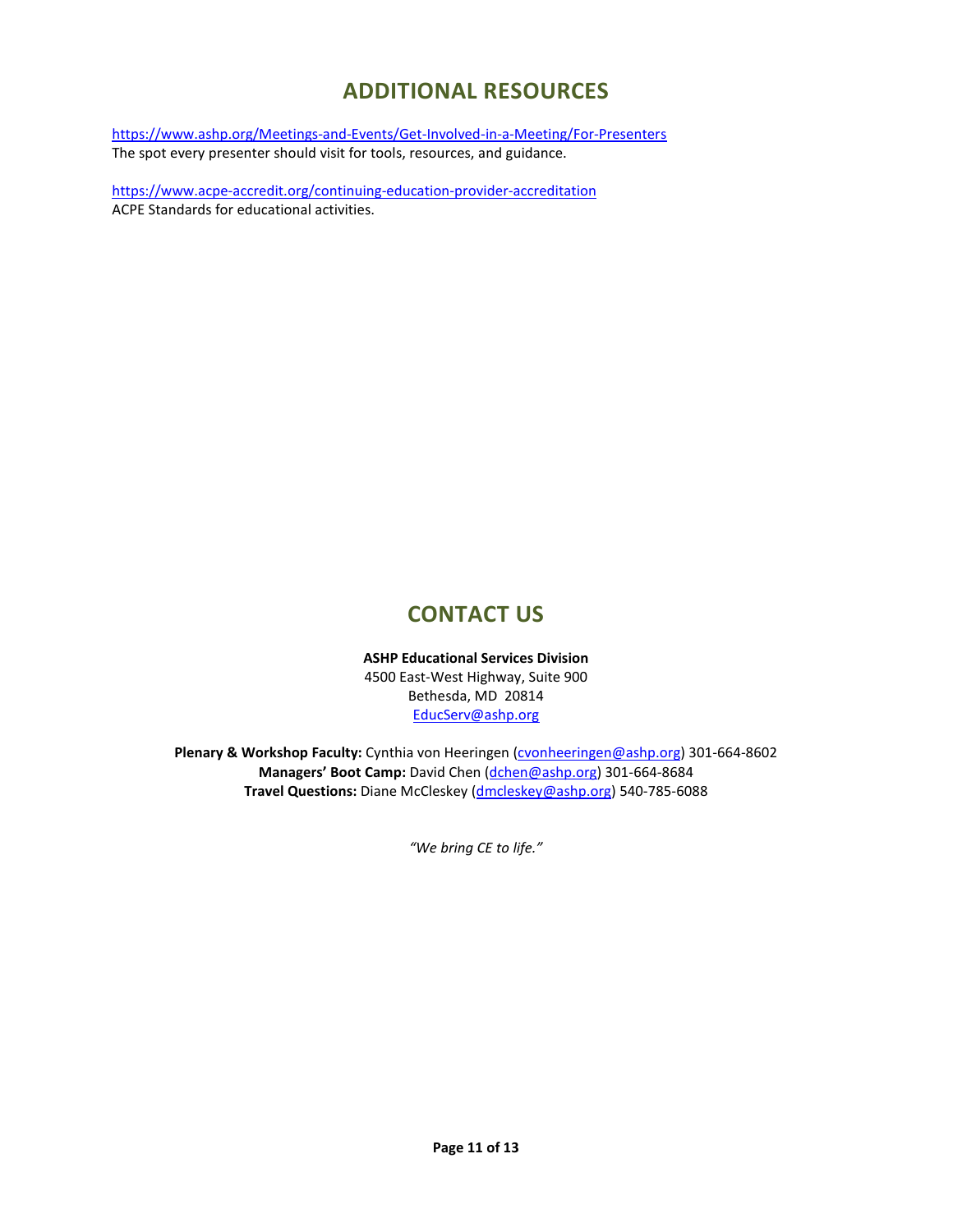## ADDITIONAL RESOURCES

https://www.ashp.org/Meetings-and-Events/Get-Involved-in-a-Meeting/For-Presenters
The spot every presenter should visit for tools, resources, and guidance.

https://www.acpe-accredit.org/continuing-education-provider-accreditation
ACPE Standards for educational activities.

## CONTACT US

**ASHP Educational Services Division**
4500 East-West Highway, Suite 900
Bethesda, MD 20814
EducServ@ashp.org

**Plenary & Workshop Faculty:** Cynthia von Heeringen (cvonheeringen@ashp.org) 301-664-8602
**Managers' Boot Camp:** David Chen (dchen@ashp.org) 301-664-8684
**Travel Questions:** Diane McCleskey (dmcleskey@ashp.org) 540-785-6088

*"We bring CE to life."*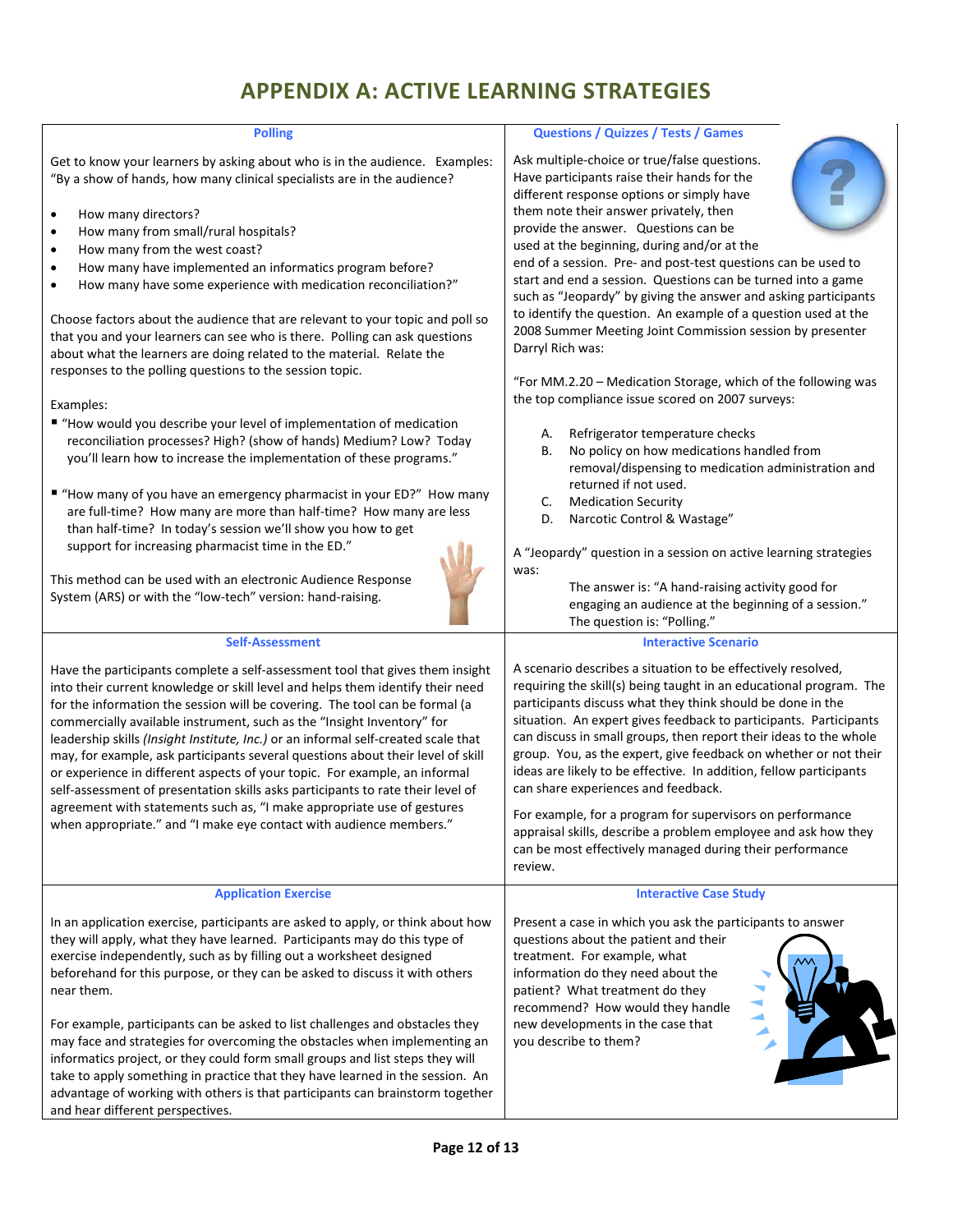# APPENDIX A: ACTIVE LEARNING STRATEGIES

### Polling

Get to know your learners by asking about who is in the audience. Examples: "By a show of hands, how many clinical specialists are in the audience?

- How many directors?
- How many from small/rural hospitals?
- How many from the west coast?
- How many have implemented an informatics program before?
- How many have some experience with medication reconciliation?"

Choose factors about the audience that are relevant to your topic and poll so that you and your learners can see who is there. Polling can ask questions about what the learners are doing related to the material. Relate the responses to the polling questions to the session topic.

Examples:

- "How would you describe your level of implementation of medication reconciliation processes? High? (show of hands) Medium? Low? Today you'll learn how to increase the implementation of these programs."
- "How many of you have an emergency pharmacist in your ED?" How many are full-time? How many are more than half-time? How many are less than half-time? In today's session we'll show you how to get support for increasing pharmacist time in the ED."

This method can be used with an electronic Audience Response System (ARS) or with the "low-tech" version: hand-raising.

### Questions / Quizzes / Tests / Games

Ask multiple-choice or true/false questions. Have participants raise their hands for the different response options or simply have them note their answer privately, then provide the answer. Questions can be used at the beginning, during and/or at the end of a session. Pre- and post-test questions can be used to start and end a session. Questions can be turned into a game such as "Jeopardy" by giving the answer and asking participants to identify the question. An example of a question used at the 2008 Summer Meeting Joint Commission session by presenter Darryl Rich was:

"For MM.2.20 – Medication Storage, which of the following was the top compliance issue scored on 2007 surveys:

A. Refrigerator temperature checks
B. No policy on how medications handled from removal/dispensing to medication administration and returned if not used.
C. Medication Security
D. Narcotic Control & Wastage"

A "Jeopardy" question in a session on active learning strategies was:

The answer is: "A hand-raising activity good for engaging an audience at the beginning of a session."
The question is: "Polling."

### Self-Assessment

Have the participants complete a self-assessment tool that gives them insight into their current knowledge or skill level and helps them identify their need for the information the session will be covering. The tool can be formal (a commercially available instrument, such as the "Insight Inventory" for leadership skills *(Insight Institute, Inc.)* or an informal self-created scale that may, for example, ask participants several questions about their level of skill or experience in different aspects of your topic. For example, an informal self-assessment of presentation skills asks participants to rate their level of agreement with statements such as, "I make appropriate use of gestures when appropriate." and "I make eye contact with audience members."

### Interactive Scenario

A scenario describes a situation to be effectively resolved, requiring the skill(s) being taught in an educational program. The participants discuss what they think should be done in the situation. An expert gives feedback to participants. Participants can discuss in small groups, then report their ideas to the whole group. You, as the expert, give feedback on whether or not their ideas are likely to be effective. In addition, fellow participants can share experiences and feedback.

For example, for a program for supervisors on performance appraisal skills, describe a problem employee and ask how they can be most effectively managed during their performance review.

### Application Exercise

In an application exercise, participants are asked to apply, or think about how they will apply, what they have learned. Participants may do this type of exercise independently, such as by filling out a worksheet designed beforehand for this purpose, or they can be asked to discuss it with others near them.

For example, participants can be asked to list challenges and obstacles they may face and strategies for overcoming the obstacles when implementing an informatics project, or they could form small groups and list steps they will take to apply something in practice that they have learned in the session. An advantage of working with others is that participants can brainstorm together and hear different perspectives.

### Interactive Case Study

Present a case in which you ask the participants to answer questions about the patient and their treatment. For example, what information do they need about the patient? What treatment do they recommend? How would they handle new developments in the case that you describe to them?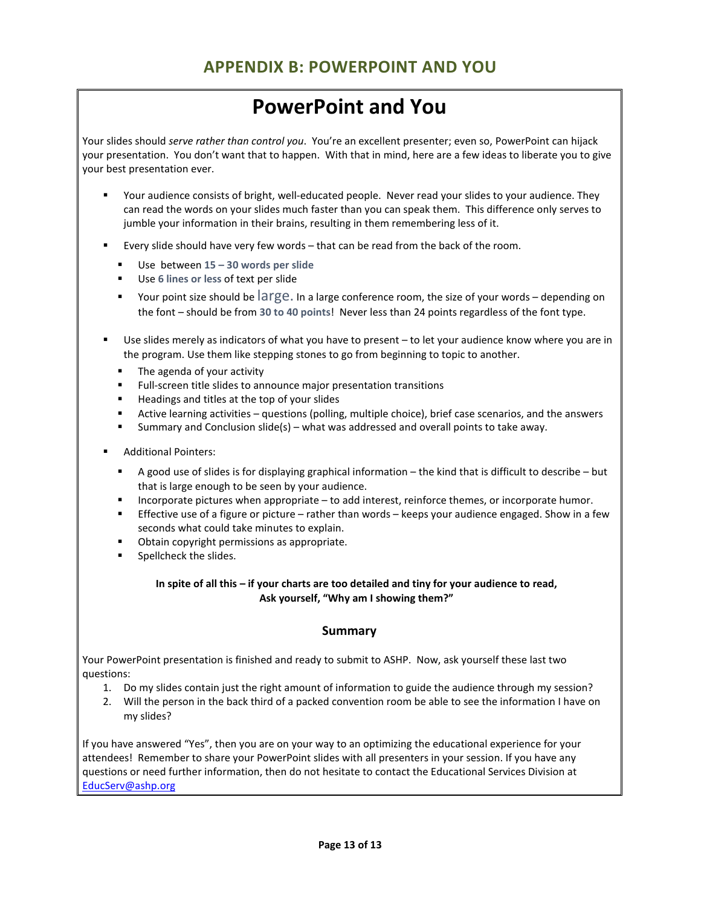## APPENDIX B: POWERPOINT AND YOU

# PowerPoint and You

Your slides should *serve rather than control you*. You're an excellent presenter; even so, PowerPoint can hijack your presentation. You don't want that to happen. With that in mind, here are a few ideas to liberate you to give your best presentation ever.

- Your audience consists of bright, well-educated people. Never read your slides to your audience. They can read the words on your slides much faster than you can speak them. This difference only serves to jumble your information in their brains, resulting in them remembering less of it.
- Every slide should have very few words – that can be read from the back of the room.
  - Use between **15 – 30 words per slide**
  - Use **6 lines or less** of text per slide
  - Your point size should be large. In a large conference room, the size of your words – depending on the font – should be from **30 to 40 points**! Never less than 24 points regardless of the font type.
- Use slides merely as indicators of what you have to present – to let your audience know where you are in the program. Use them like stepping stones to go from beginning to topic to another.
  - The agenda of your activity
  - Full-screen title slides to announce major presentation transitions
  - Headings and titles at the top of your slides
  - Active learning activities – questions (polling, multiple choice), brief case scenarios, and the answers
  - Summary and Conclusion slide(s) – what was addressed and overall points to take away.
- Additional Pointers:
  - A good use of slides is for displaying graphical information – the kind that is difficult to describe – but that is large enough to be seen by your audience.
  - Incorporate pictures when appropriate – to add interest, reinforce themes, or incorporate humor.
  - Effective use of a figure or picture – rather than words – keeps your audience engaged. Show in a few seconds what could take minutes to explain.
  - Obtain copyright permissions as appropriate.
  - Spellcheck the slides.

**In spite of all this – if your charts are too detailed and tiny for your audience to read, Ask yourself, "Why am I showing them?"**

### Summary

Your PowerPoint presentation is finished and ready to submit to ASHP. Now, ask yourself these last two questions:

1. Do my slides contain just the right amount of information to guide the audience through my session?
2. Will the person in the back third of a packed convention room be able to see the information I have on my slides?

If you have answered "Yes", then you are on your way to an optimizing the educational experience for your attendees! Remember to share your PowerPoint slides with all presenters in your session. If you have any questions or need further information, then do not hesitate to contact the Educational Services Division at EducServ@ashp.org